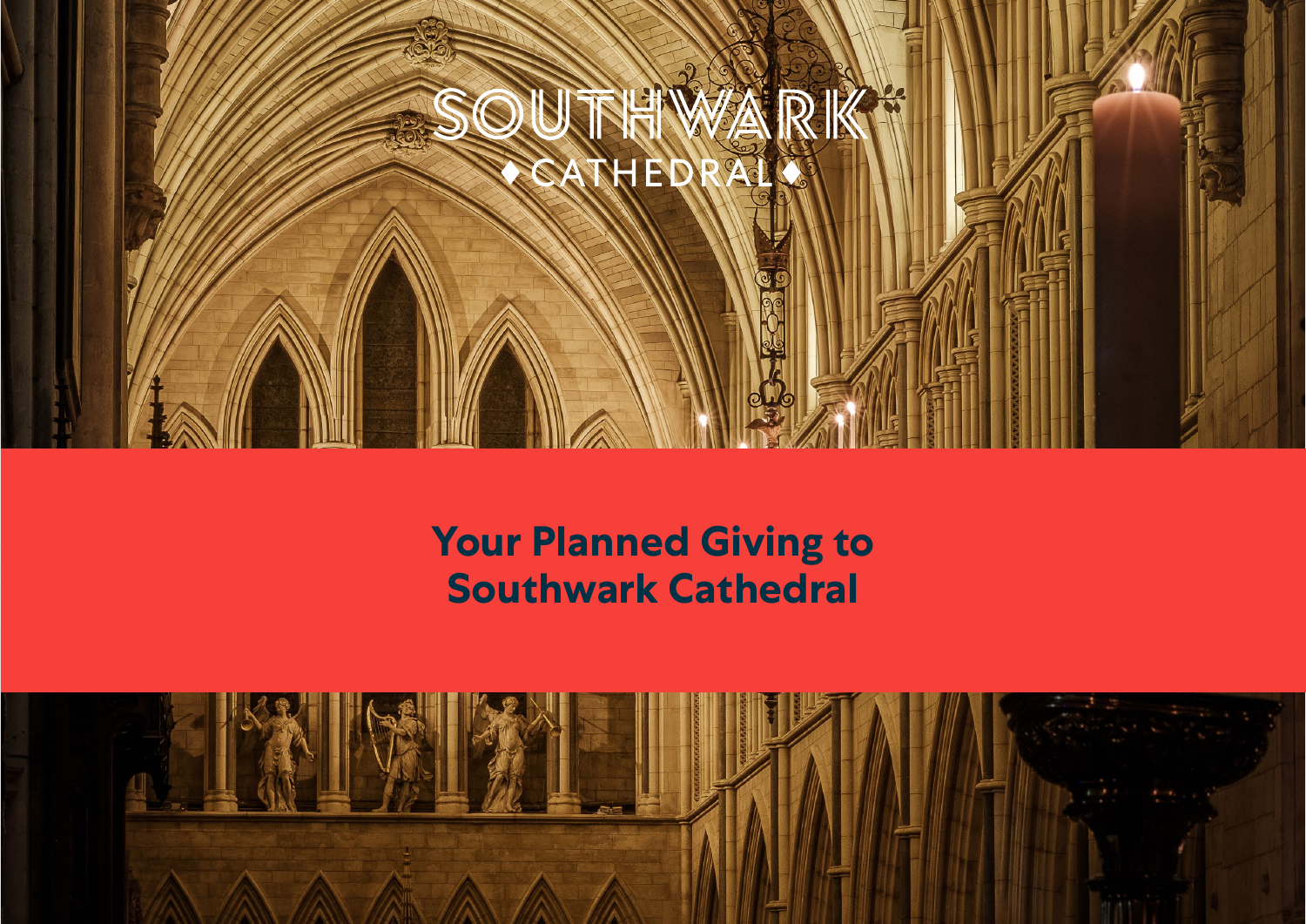SOUTHWARK

♦ CATHEDRAL ♦

# Your Planned Giving to Southwark Cathedral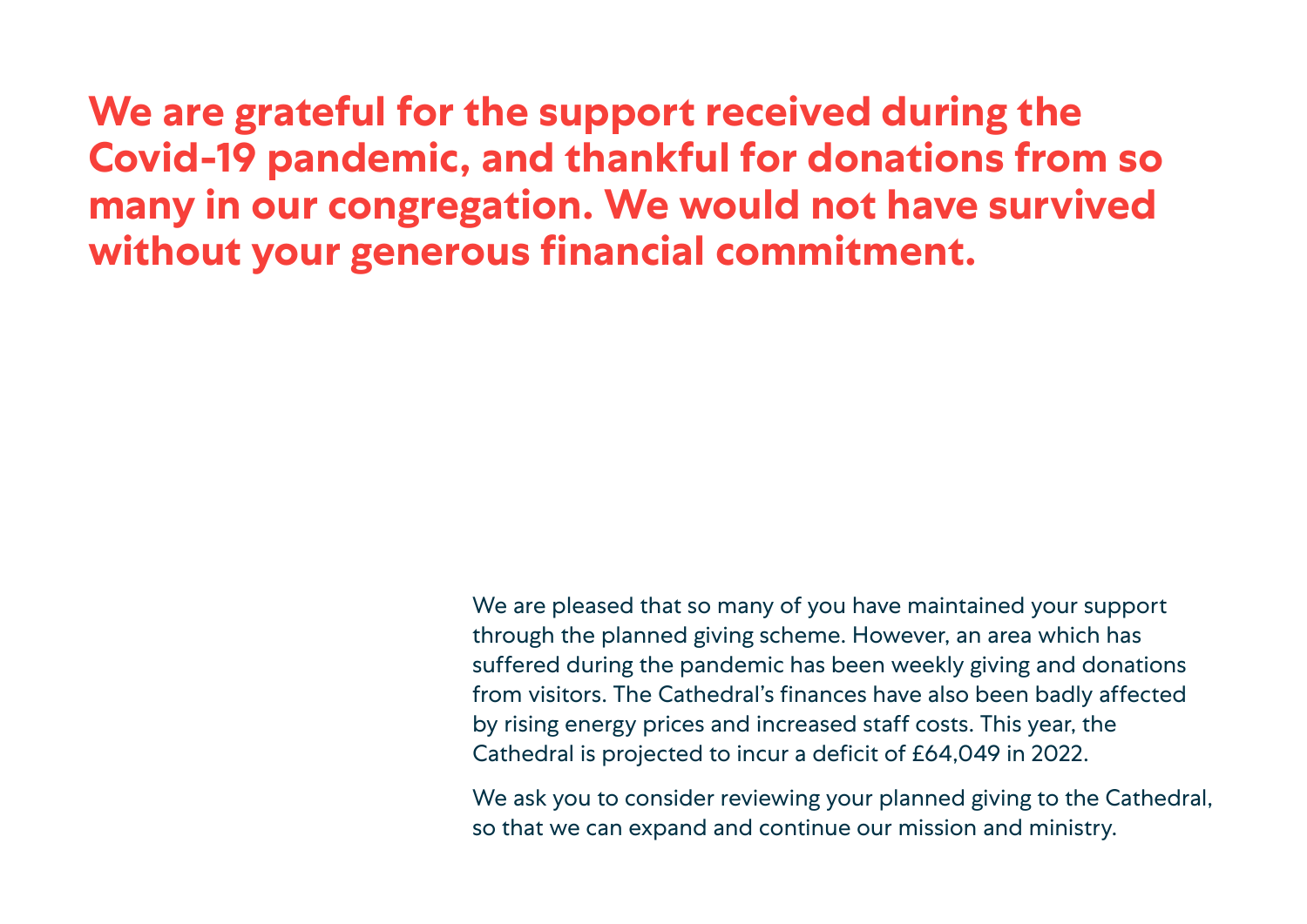# We are grateful for the support received during the Covid-19 pandemic, and thankful for donations from so many in our congregation. We would not have survived without your generous financial commitment.

We are pleased that so many of you have maintained your support through the planned giving scheme. However, an area which has suffered during the pandemic has been weekly giving and donations from visitors. The Cathedral's finances have also been badly affected by rising energy prices and increased staff costs. This year, the Cathedral is projected to incur a deficit of £64,049 in 2022.

We ask you to consider reviewing your planned giving to the Cathedral, so that we can expand and continue our mission and ministry.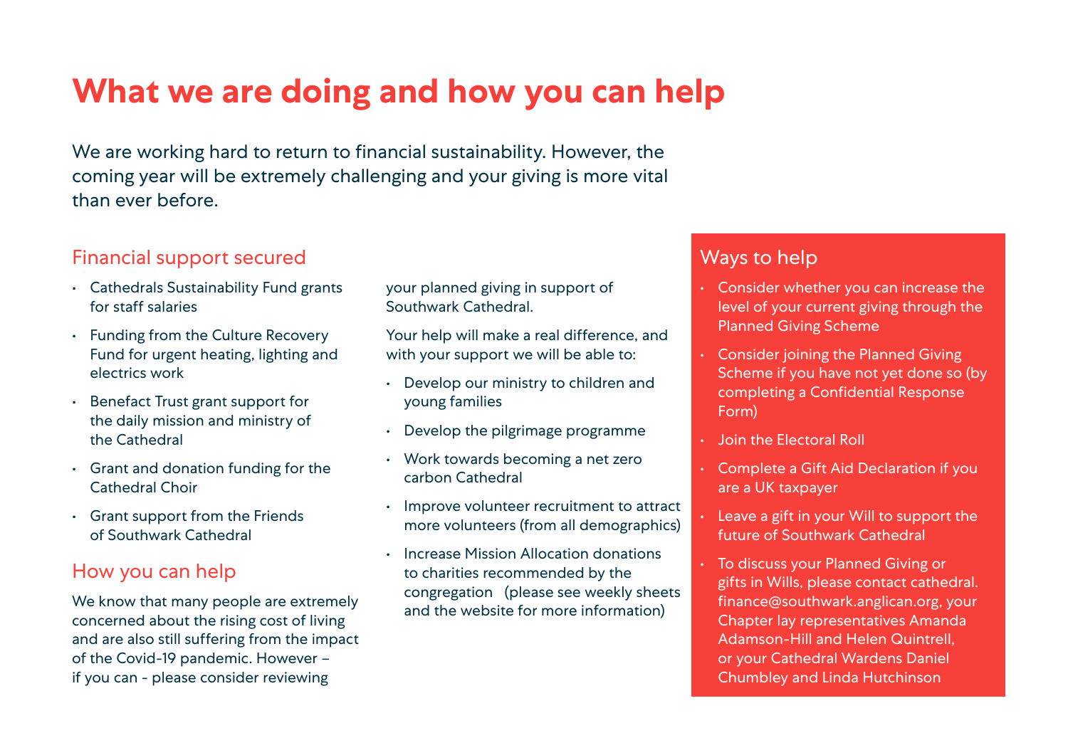# What we are doing and how you can help

We are working hard to return to financial sustainability. However, the coming year will be extremely challenging and your giving is more vital than ever before.

## Financial support secured

- Cathedrals Sustainability Fund grants for staff salaries
- Funding from the Culture Recovery Fund for urgent heating, lighting and electrics work
- Benefact Trust grant support for the daily mission and ministry of the Cathedral
- Grant and donation funding for the Cathedral Choir
- Grant support from the Friends of Southwark Cathedral

## How you can help

We know that many people are extremely concerned about the rising cost of living and are also still suffering from the impact of the Covid-19 pandemic. However – if you can - please consider reviewing your planned giving in support of Southwark Cathedral.

Your help will make a real difference, and with your support we will be able to:

- Develop our ministry to children and young families
- Develop the pilgrimage programme
- Work towards becoming a net zero carbon Cathedral
- Improve volunteer recruitment to attract more volunteers (from all demographics)
- Increase Mission Allocation donations to charities recommended by the congregation (please see weekly sheets and the website for more information)

## Ways to help

- Consider whether you can increase the level of your current giving through the Planned Giving Scheme
- Consider joining the Planned Giving Scheme if you have not yet done so (by completing a Confidential Response Form)
- Join the Electoral Roll
- Complete a Gift Aid Declaration if you are a UK taxpayer
- Leave a gift in your Will to support the future of Southwark Cathedral
- To discuss your Planned Giving or gifts in Wills, please contact cathedral.finance@southwark.anglican.org, your Chapter lay representatives Amanda Adamson-Hill and Helen Quintrell, or your Cathedral Wardens Daniel Chumbley and Linda Hutchinson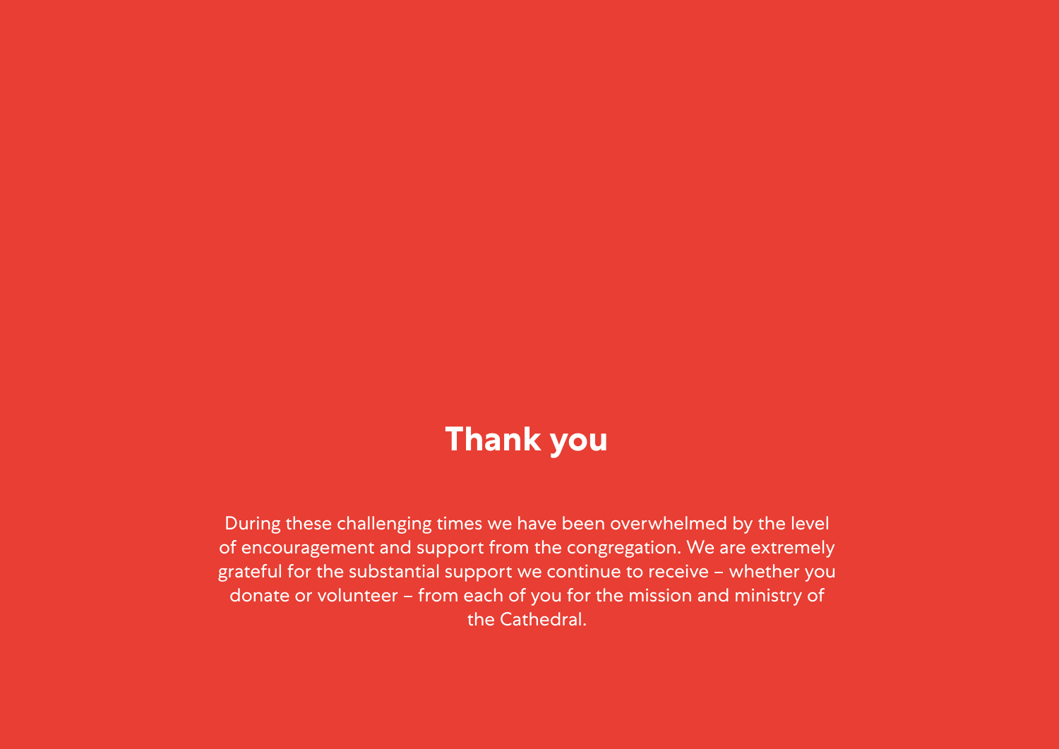# Thank you

During these challenging times we have been overwhelmed by the level of encouragement and support from the congregation. We are extremely grateful for the substantial support we continue to receive – whether you donate or volunteer – from each of you for the mission and ministry of the Cathedral.